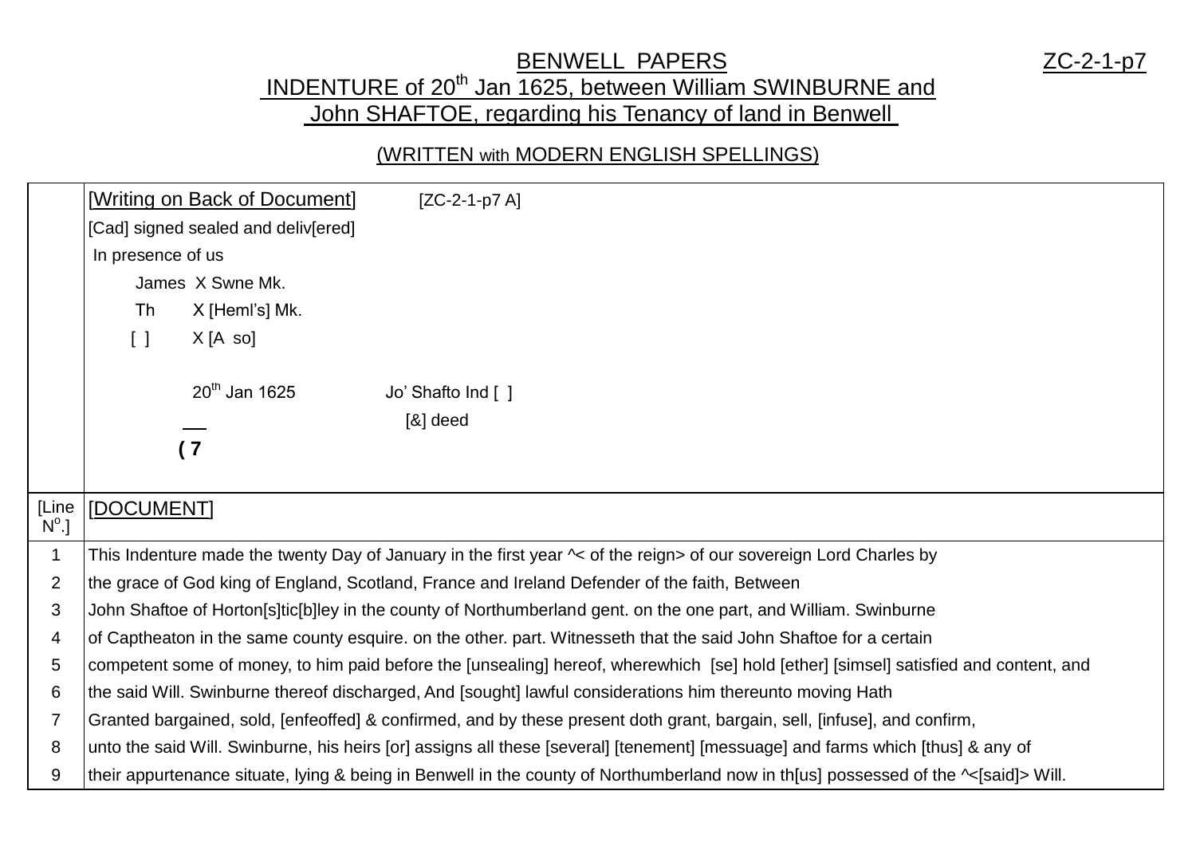# BENWELL PAPERS

ZC-2-1-p7

## INDENTURE of 20th Jan 1625, between William SWINBURNE and John SHAFTOE, regarding his Tenancy of land in Benwell

(WRITTEN with MODERN ENGLISH SPELLINGS)

| | [Writing on Back of Document] [ZC-2-1-p7 A]<br>[Cad] signed sealed and deliv[ered]<br>In presence of us<br>James X Swne Mk.<br>Th X [Heml's] Mk.<br>[ ] X [A so]<br><br>20th Jan 1625 Jo' Shafto Ind [ ]<br>[&] deed<br>( 7 |
|---|---|
| [Line N$^{o}$.] | [DOCUMENT] |
| 1 | This Indenture made the twenty Day of January in the first year ^< of the reign> of our sovereign Lord Charles by |
| 2 | the grace of God king of England, Scotland, France and Ireland Defender of the faith, Between |
| 3 | John Shaftoe of Horton[s]tic[b]ley in the county of Northumberland gent. on the one part, and William. Swinburne |
| 4 | of Captheaton in the same county esquire. on the other. part. Witnesseth that the said John Shaftoe for a certain |
| 5 | competent some of money, to him paid before the [unsealing] hereof, wherewhich [se] hold [ether] [simsel] satisfied and content, and |
| 6 | the said Will. Swinburne thereof discharged, And [sought] lawful considerations him thereunto moving Hath |
| 7 | Granted bargained, sold, [enfeoffed] & confirmed, and by these present doth grant, bargain, sell, [infuse], and confirm, |
| 8 | unto the said Will. Swinburne, his heirs [or] assigns all these [several] [tenement] [messuage] and farms which [thus] & any of |
| 9 | their appurtenance situate, lying & being in Benwell in the county of Northumberland now in th[us] possessed of the ^<[said]> Will. |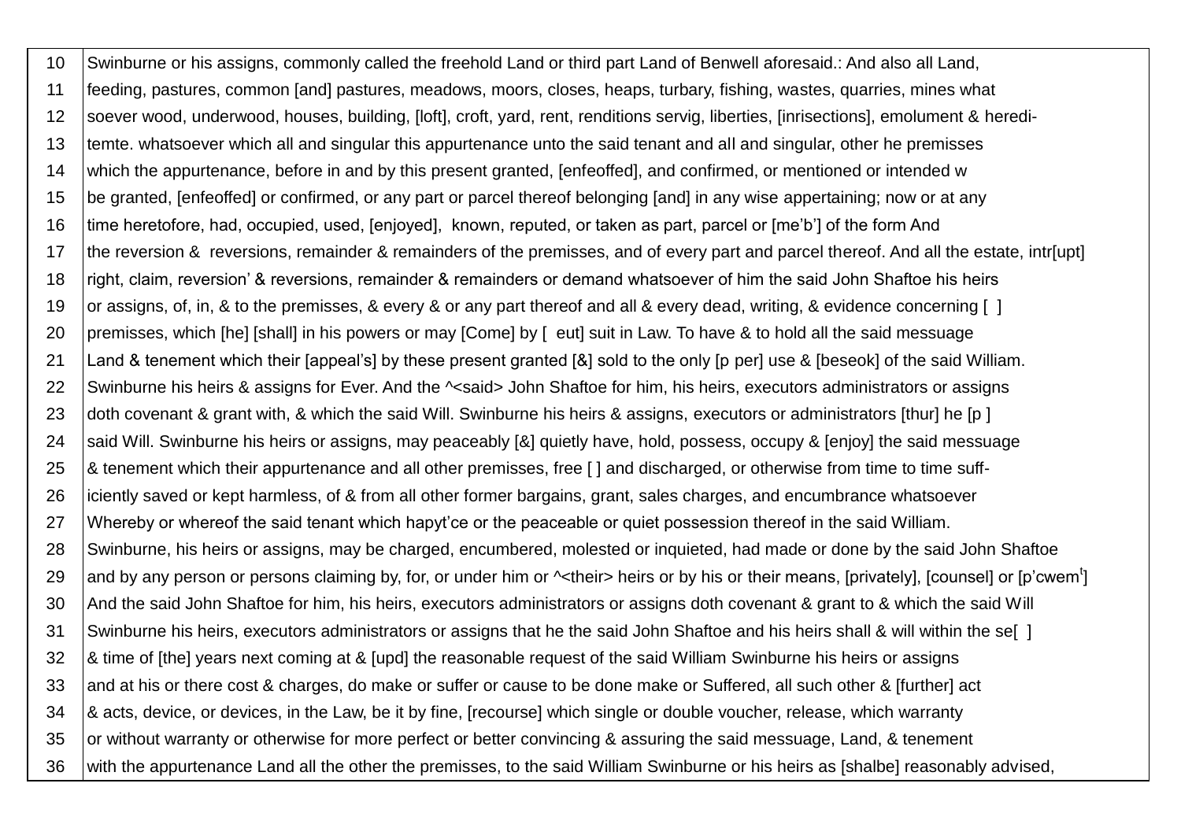| | |
|---|---|
| 10 | Swinburne or his assigns, commonly called the freehold Land or third part Land of Benwell aforesaid.: And also all Land, |
| 11 | feeding, pastures, common [and] pastures, meadows, moors, closes, heaps, turbary, fishing, wastes, quarries, mines what |
| 12 | soever wood, underwood, houses, building, [loft], croft, yard, rent, renditions servig, liberties, [inrisections], emolument & heredi- |
| 13 | temte. whatsoever which all and singular this appurtenance unto the said tenant and all and singular, other he premisses |
| 14 | which the appurtenance, before in and by this present granted, [enfeoffed], and confirmed, or mentioned or intended w |
| 15 | be granted, [enfeoffed] or confirmed, or any part or parcel thereof belonging [and] in any wise appertaining; now or at any |
| 16 | time heretofore, had, occupied, used, [enjoyed], known, reputed, or taken as part, parcel or [me'b'] of the form And |
| 17 | the reversion & reversions, remainder & remainders of the premisses, and of every part and parcel thereof. And all the estate, intr[upt] |
| 18 | right, claim, reversion' & reversions, remainder & remainders or demand whatsoever of him the said John Shaftoe his heirs |
| 19 | or assigns, of, in, & to the premisses, & every & or any part thereof and all & every dead, writing, & evidence concerning [ ] |
| 20 | premisses, which [he] [shall] in his powers or may [Come] by [ eut] suit in Law. To have & to hold all the said messuage |
| 21 | Land & tenement which their [appeal's] by these present granted [&] sold to the only [p per] use & [beseok] of the said William. |
| 22 | Swinburne his heirs & assigns for Ever. And the ^<said> John Shaftoe for him, his heirs, executors administrators or assigns |
| 23 | doth covenant & grant with, & which the said Will. Swinburne his heirs & assigns, executors or administrators [thur] he [p ] |
| 24 | said Will. Swinburne his heirs or assigns, may peaceably [&] quietly have, hold, possess, occupy & [enjoy] the said messuage |
| 25 | & tenement which their appurtenance and all other premisses, free [ ] and discharged, or otherwise from time to time suff- |
| 26 | iciently saved or kept harmless, of & from all other former bargains, grant, sales charges, and encumbrance whatsoever |
| 27 | Whereby or whereof the said tenant which hapyt'ce or the peaceable or quiet possession thereof in the said William. |
| 28 | Swinburne, his heirs or assigns, may be charged, encumbered, molested or inquieted, had made or done by the said John Shaftoe |
| 29 | and by any person or persons claiming by, for, or under him or ^<their> heirs or by his or their means, [privately], [counsel] or [p'cwem[t]] |
| 30 | And the said John Shaftoe for him, his heirs, executors administrators or assigns doth covenant & grant to & which the said Will |
| 31 | Swinburne his heirs, executors administrators or assigns that he the said John Shaftoe and his heirs shall & will within the se[ ] |
| 32 | & time of [the] years next coming at & [upd] the reasonable request of the said William Swinburne his heirs or assigns |
| 33 | and at his or there cost & charges, do make or suffer or cause to be done make or Suffered, all such other & [further] act |
| 34 | & acts, device, or devices, in the Law, be it by fine, [recourse] which single or double voucher, release, which warranty |
| 35 | or without warranty or otherwise for more perfect or better convincing & assuring the said messuage, Land, & tenement |
| 36 | with the appurtenance Land all the other the premisses, to the said William Swinburne or his heirs as [shalbe] reasonably advised, |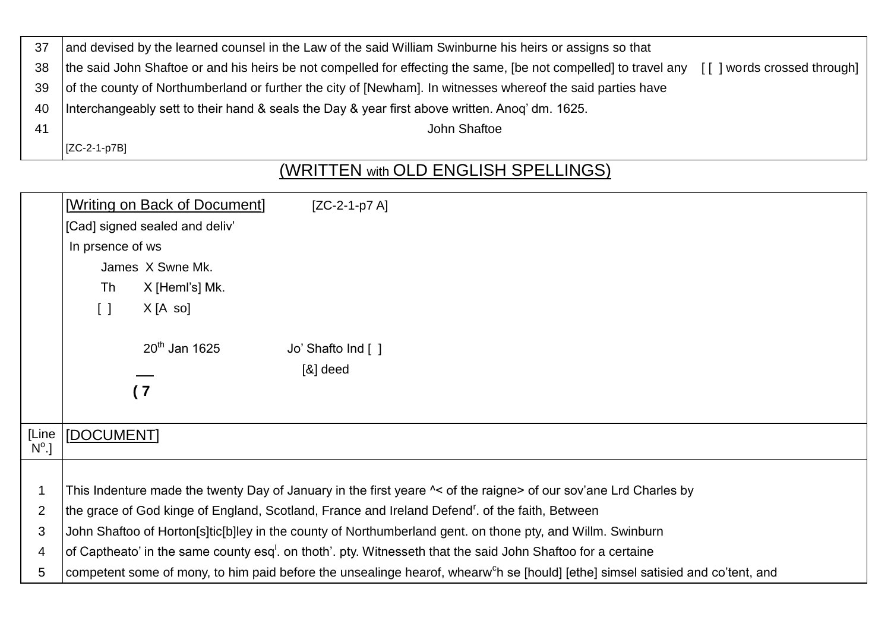| | |
|---|---|
| 37 | and devised by the learned counsel in the Law of the said William Swinburne his heirs or assigns so that |
| 38 | the said John Shaftoe or and his heirs be not compelled for effecting the same, [be not compelled] to travel any [ [ ] words crossed through] |
| 39 | of the county of Northumberland or further the city of [Newham]. In witnesses whereof the said parties have |
| 40 | Interchangeably sett to their hand & seals the Day & year first above written. Anoq' dm. 1625. |
| 41 | John Shaftoe |
| | [ZC-2-1-p7B] |

(WRITTEN with OLD ENGLISH SPELLINGS)

| | |
|---|---|
| | [Writing on Back of Document] [ZC-2-1-p7 A] |
| | [Cad] signed sealed and deliv' |
| | In prsence of ws |
| | James X Swne Mk. |
| | Th X [Heml's] Mk. |
| | [ ] X [A so] |
| | 20th Jan 1625 Jo' Shafto Ind [ ] |
| | [&] deed |
| | ( 7 |

| [Line N°.] | [DOCUMENT] |
|---|---|
| 1 | This Indenture made the twenty Day of January in the first yeare ^< of the raigne> of our sov'ane Lrd Charles by |
| 2 | the grace of God kinge of England, Scotland, France and Ireland Defendr. of the faith, Between |
| 3 | John Shaftoo of Horton[s]tic[b]ley in the county of Northumberland gent. on thone pty, and Willm. Swinburn |
| 4 | of Captheato' in the same county esql. on thoth'. pty. Witnesseth that the said John Shaftoo for a certaine |
| 5 | competent some of mony, to him paid before the unsealinge hearof, whearwch se [hould] [ethe] simsel satisied and co'tent, and |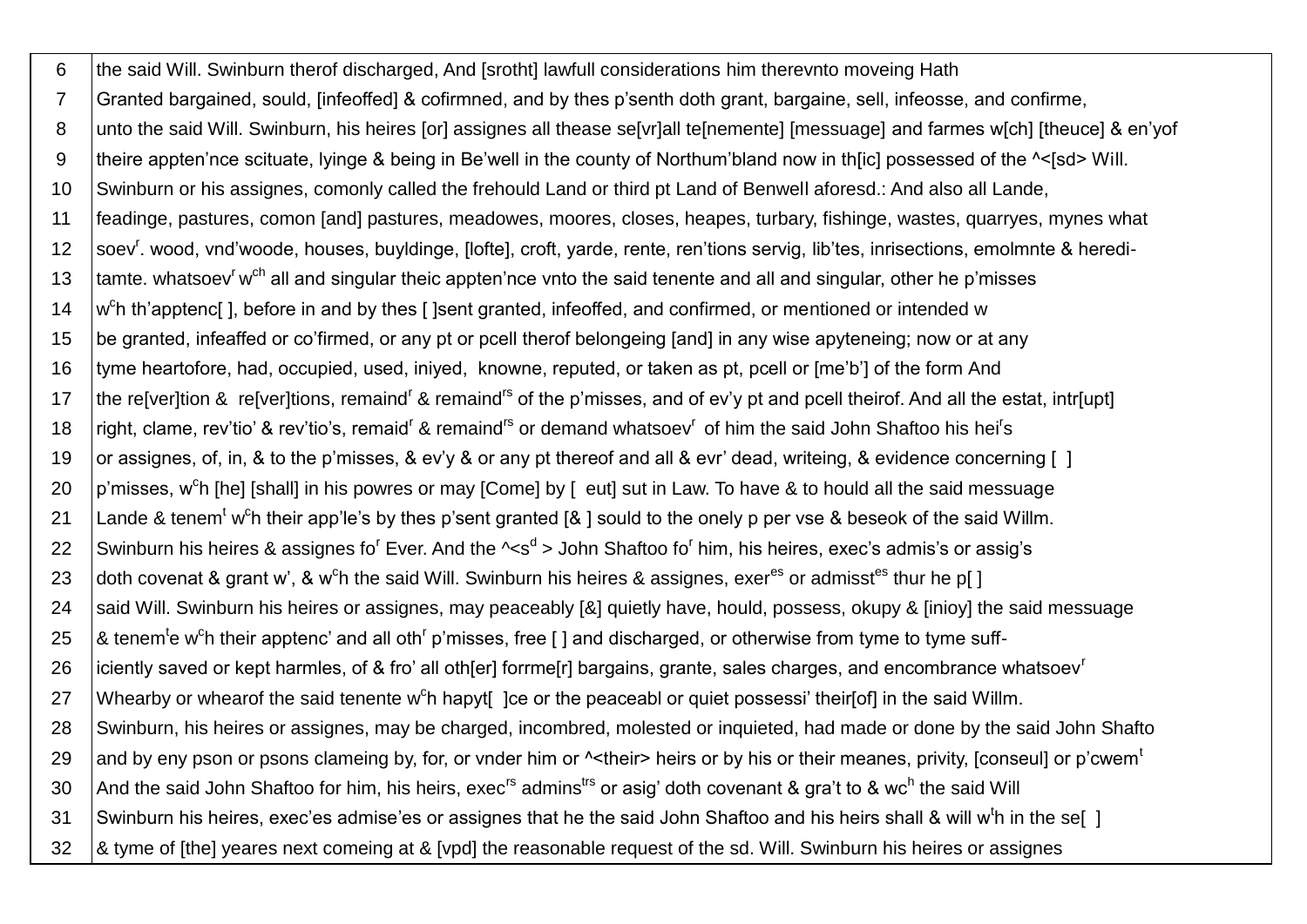| | |
|---|---|
| 6 | the said Will. Swinburn therof discharged, And [srotht] lawfull considerations him therevnto moveing Hath |
| 7 | Granted bargained, sould, [infeoffed] & cofirmned, and by thes p'senth doth grant, bargaine, sell, infeosse, and confirme, |
| 8 | unto the said Will. Swinburn, his heires [or] assignes all thease se[vr]all te[nemente] [messuage] and farmes w[ch] [theuce] & en'yof |
| 9 | theire appten'nce scituate, lyinge & being in Be'well in the county of Northum'bland now in th[ic] possessed of the ^<[sd> Will. |
| 10 | Swinburn or his assignes, comonly called the frehould Land or third pt Land of Benwell aforesd.: And also all Lande, |
| 11 | feadinge, pastures, comon [and] pastures, meadowes, moores, closes, heapes, turbary, fishinge, wastes, quarryes, mynes what |
| 12 | soev$^{r}$. wood, vnd'woode, houses, buyldinge, [lofte], croft, yarde, rente, ren'tions servig, lib'tes, inrisections, emolmnte & heredi- |
| 13 | tamte. whatsoev$^{r}$ w$^{ch}$ all and singular theic appten'nce vnto the said tenente and all and singular, other he p'misses |
| 14 | w$^{c}$h th'apptenc[ ], before in and by thes [ ]sent granted, infeoffed, and confirmed, or mentioned or intended w |
| 15 | be granted, infeaffed or co'firmed, or any pt or pcell therof belongeing [and] in any wise apyteneing; now or at any |
| 16 | tyme heartofore, had, occupied, used, iniyed, knowne, reputed, or taken as pt, pcell or [me'b'] of the form And |
| 17 | the re[ver]tion & re[ver]tions, remaind$^{r}$ & remaind$^{rs}$ of the p'misses, and of ev'y pt and pcell theirof. And all the estat, intr[upt] |
| 18 | right, clame, rev'tio' & rev'tio's, remaid$^{r}$ & remaind$^{rs}$ or demand whatsoev$^{r}$ of him the said John Shaftoo his hei$^{r}$s |
| 19 | or assignes, of, in, & to the p'misses, & ev'y & or any pt thereof and all & evr' dead, writeing, & evidence concerning [ ] |
| 20 | p'misses, w$^{c}$h [he] [shall] in his powres or may [Come] by [ eut] sut in Law. To have & to hould all the said messuage |
| 21 | Lande & tenem$^{t}$ w$^{c}$h their app'le's by thes p'sent granted [& ] sould to the onely p per vse & beseok of the said Willm. |
| 22 | Swinburn his heires & assignes fo$^{r}$ Ever. And the ^<s$^{d}$ > John Shaftoo fo$^{r}$ him, his heires, exec's admis's or assig's |
| 23 | doth covenat & grant w', & w$^{c}$h the said Will. Swinburn his heires & assignes, exer$^{es}$ or admisst$^{es}$ thur he p[ ] |
| 24 | said Will. Swinburn his heires or assignes, may peaceably [&] quietly have, hould, possess, okupy & [inioy] the said messuage |
| 25 | & tenem$^{t}$e w$^{c}$h their apptenc' and all oth$^{r}$ p'misses, free [ ] and discharged, or otherwise from tyme to tyme suff- |
| 26 | iciently saved or kept harmles, of & fro' all oth[er] forrme[r] bargains, grante, sales charges, and encombrance whatsoev$^{r}$ |
| 27 | Whearby or whearof the said tenente w$^{c}$h hapyt[ ]ce or the peaceabl or quiet possessi' their[of] in the said Willm. |
| 28 | Swinburn, his heires or assignes, may be charged, incombred, molested or inquieted, had made or done by the said John Shafto |
| 29 | and by eny pson or psons clameing by, for, or vnder him or ^<their> heirs or by his or their meanes, privity, [conseul] or p'cwem$^{t}$ |
| 30 | And the said John Shaftoo for him, his heirs, exec$^{rs}$ admins$^{trs}$ or asig' doth covenant & gra't to & wc$^{h}$ the said Will |
| 31 | Swinburn his heires, exec'es admise'es or assignes that he the said John Shaftoo and his heirs shall & will w$^{t}$h in the se[ ] |
| 32 | & tyme of [the] yeares next comeing at & [vpd] the reasonable request of the sd. Will. Swinburn his heires or assignes |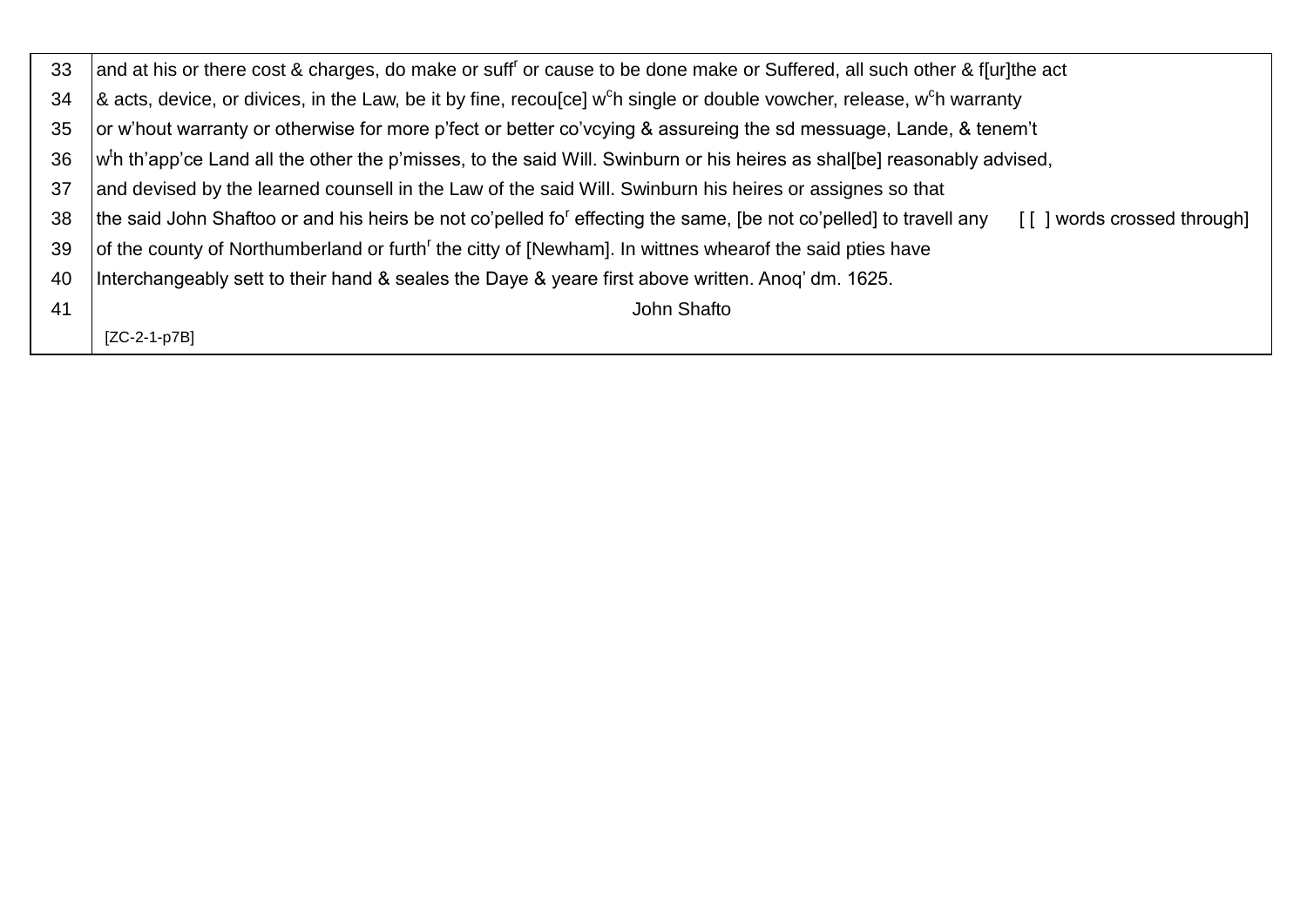| | |
|---|---|
| 33 | and at his or there cost & charges, do make or suff[r] or cause to be done make or Suffered, all such other & f[ur]the act |
| 34 | & acts, device, or divices, in the Law, be it by fine, recou[ce] w[c]h single or double vowcher, release, w[c]h warranty |
| 35 | or w'hout warranty or otherwise for more p'fect or better co'vcying & assureing the sd messuage, Lande, & tenem't |
| 36 | w[t]h th'app'ce Land all the other the p'misses, to the said Will. Swinburn or his heires as shal[be] reasonably advised, |
| 37 | and devised by the learned counsell in the Law of the said Will. Swinburn his heires or assignes so that |
| 38 | the said John Shaftoo or and his heirs be not co'pelled fo[r] effecting the same, [be not co'pelled] to travell any [ [ ] words crossed through] |
| 39 | of the county of Northumberland or furth[r] the citty of [Newham]. In wittnes whearof the said pties have |
| 40 | Interchangeably sett to their hand & seales the Daye & yeare first above written. Anoq' dm. 1625. |
| 41 | John Shafto |
| | [ZC-2-1-p7B] |